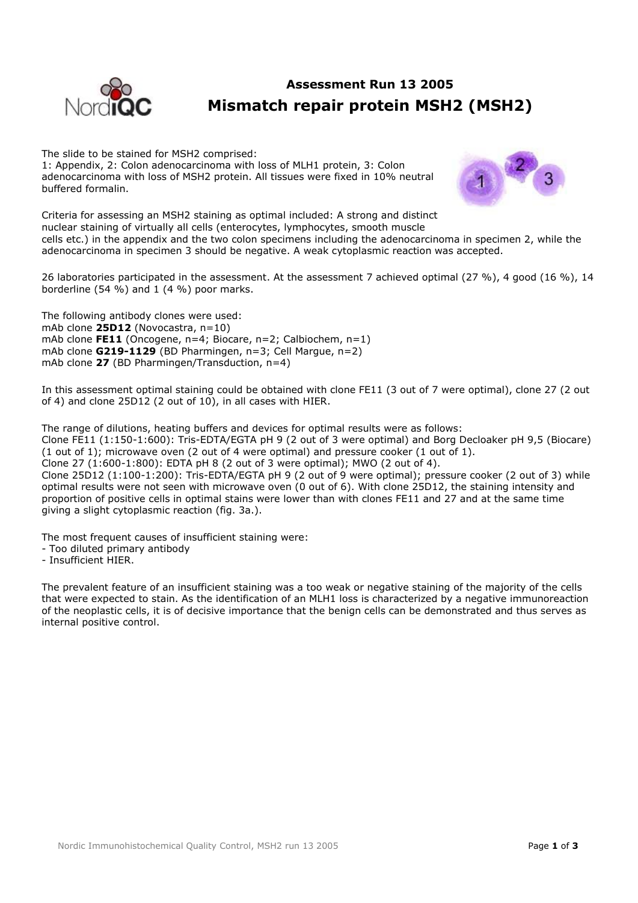# Assessment Run 13 2005

## Mismatch repair protein MSH2 (MSH2)

The slide to be stained for MSH2 comprised:
1: Appendix, 2: Colon adenocarcinoma with loss of MLH1 protein, 3: Colon adenocarcinoma with loss of MSH2 protein. All tissues were fixed in 10% neutral buffered formalin.

Criteria for assessing an MSH2 staining as optimal included: A strong and distinct nuclear staining of virtually all cells (enterocytes, lymphocytes, smooth muscle cells etc.) in the appendix and the two colon specimens including the adenocarcinoma in specimen 2, while the adenocarcinoma in specimen 3 should be negative. A weak cytoplasmic reaction was accepted.

26 laboratories participated in the assessment. At the assessment 7 achieved optimal (27 %), 4 good (16 %), 14 borderline (54 %) and 1 (4 %) poor marks.

The following antibody clones were used:
mAb clone **25D12** (Novocastra, n=10)
mAb clone **FE11** (Oncogene, n=4; Biocare, n=2; Calbiochem, n=1)
mAb clone **G219-1129** (BD Pharmingen, n=3; Cell Margue, n=2)
mAb clone **27** (BD Pharmingen/Transduction, n=4)

In this assessment optimal staining could be obtained with clone FE11 (3 out of 7 were optimal), clone 27 (2 out of 4) and clone 25D12 (2 out of 10), in all cases with HIER.

The range of dilutions, heating buffers and devices for optimal results were as follows:
Clone FE11 (1:150-1:600): Tris-EDTA/EGTA pH 9 (2 out of 3 were optimal) and Borg Decloaker pH 9,5 (Biocare) (1 out of 1); microwave oven (2 out of 4 were optimal) and pressure cooker (1 out of 1).
Clone 27 (1:600-1:800): EDTA pH 8 (2 out of 3 were optimal); MWO (2 out of 4).
Clone 25D12 (1:100-1:200): Tris-EDTA/EGTA pH 9 (2 out of 9 were optimal); pressure cooker (2 out of 3) while optimal results were not seen with microwave oven (0 out of 6). With clone 25D12, the staining intensity and proportion of positive cells in optimal stains were lower than with clones FE11 and 27 and at the same time giving a slight cytoplasmic reaction (fig. 3a.).

The most frequent causes of insufficient staining were:
- Too diluted primary antibody
- Insufficient HIER.

The prevalent feature of an insufficient staining was a too weak or negative staining of the majority of the cells that were expected to stain. As the identification of an MLH1 loss is characterized by a negative immunoreaction of the neoplastic cells, it is of decisive importance that the benign cells can be demonstrated and thus serves as internal positive control.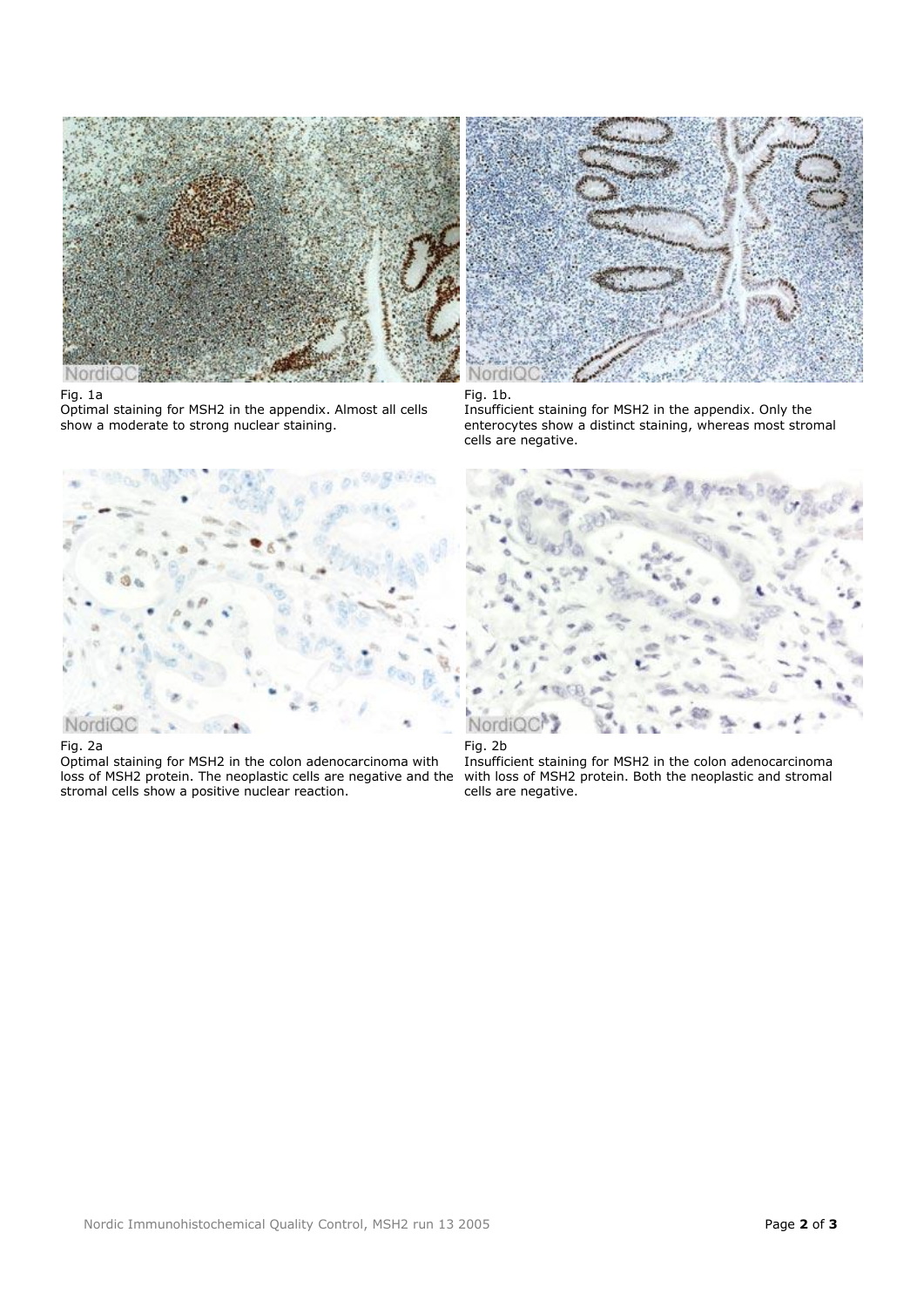Fig. 1a
Optimal staining for MSH2 in the appendix. Almost all cells show a moderate to strong nuclear staining.

Fig. 1b.
Insufficient staining for MSH2 in the appendix. Only the enterocytes show a distinct staining, whereas most stromal cells are negative.

Fig. 2a
Optimal staining for MSH2 in the colon adenocarcinoma with loss of MSH2 protein. The neoplastic cells are negative and the stromal cells show a positive nuclear reaction.

Fig. 2b
Insufficient staining for MSH2 in the colon adenocarcinoma with loss of MSH2 protein. Both the neoplastic and stromal cells are negative.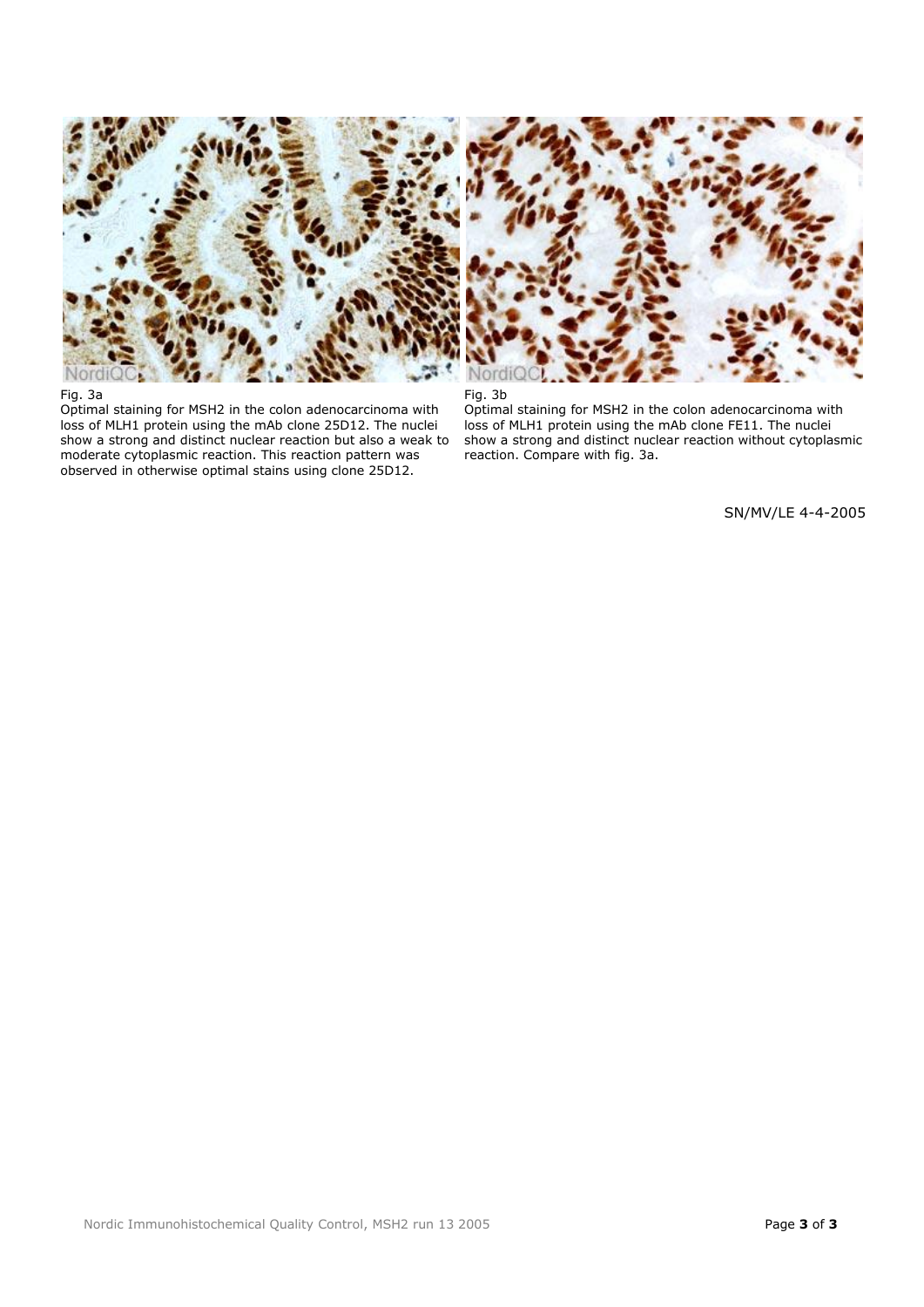Fig. 3a
Optimal staining for MSH2 in the colon adenocarcinoma with loss of MLH1 protein using the mAb clone 25D12. The nuclei show a strong and distinct nuclear reaction but also a weak to moderate cytoplasmic reaction. This reaction pattern was observed in otherwise optimal stains using clone 25D12.

Fig. 3b
Optimal staining for MSH2 in the colon adenocarcinoma with loss of MLH1 protein using the mAb clone FE11. The nuclei show a strong and distinct nuclear reaction without cytoplasmic reaction. Compare with fig. 3a.

SN/MV/LE 4-4-2005